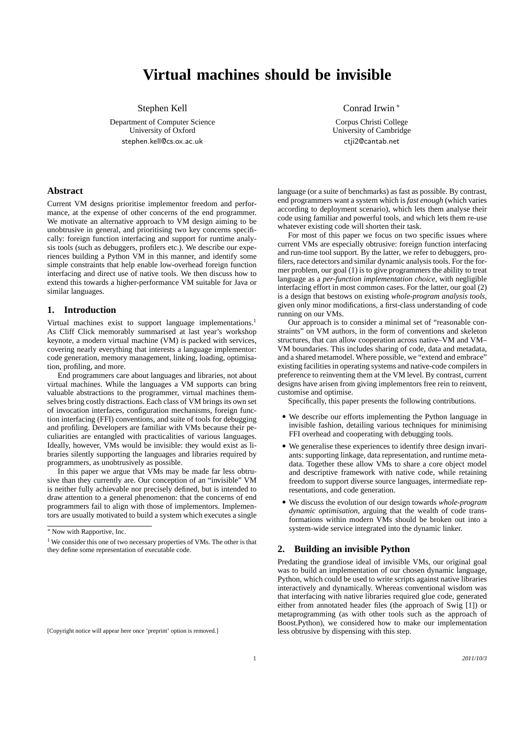# Virtual machines should be invisible

Stephen Kell
Department of Computer Science
University of Oxford
stephen.kell@cs.ox.ac.uk

Conrad Irwin [*]
Corpus Christi College
University of Cambridge
ctji2@cantab.net

## Abstract

Current VM designs prioritise implementor freedom and performance, at the expense of other concerns of the end programmer. We motivate an alternative approach to VM design aiming to be unobtrusive in general, and prioritising two key concerns specifically: foreign function interfacing and support for runtime analysis tools (such as debuggers, profilers etc.). We describe our experiences building a Python VM in this manner, and identify some simple constraints that help enable low-overhead foreign function interfacing and direct use of native tools. We then discuss how to extend this towards a higher-performance VM suitable for Java or similar languages.

## 1. Introduction

Virtual machines exist to support language implementations.[1] As Cliff Click memorably summarised at last year's workshop keynote, a modern virtual machine (VM) is packed with services, covering nearly everything that interests a language implementor: code generation, memory management, linking, loading, optimisation, profiling, and more.

End programmers care about languages and libraries, not about virtual machines. While the languages a VM supports can bring valuable abstractions to the programmer, virtual machines themselves bring costly distractions. Each class of VM brings its own set of invocation interfaces, configuration mechanisms, foreign function interfacing (FFI) conventions, and suite of tools for debugging and profiling. Developers are familiar with VMs because their peculiarities are entangled with practicalities of various languages. Ideally, however, VMs would be invisible: they would exist as libraries silently supporting the languages and libraries required by programmers, as unobtrusively as possible.

In this paper we argue that VMs may be made far less obtrusive than they currently are. Our conception of an "invisible" VM is neither fully achievable nor precisely defined, but is intended to draw attention to a general phenomenon: that the concerns of end programmers fail to align with those of implementors. Implementors are usually motivated to build a system which executes a single language (or a suite of benchmarks) as fast as possible. By contrast, end programmers want a system which is *fast enough* (which varies according to deployment scenario), which lets them analyse their code using familiar and powerful tools, and which lets them re-use whatever existing code will shorten their task.

For most of this paper we focus on two specific issues where current VMs are especially obtrusive: foreign function interfacing and run-time tool support. By the latter, we refer to debuggers, profilers, race detectors and similar dynamic analysis tools. For the former problem, our goal (1) is to give programmers the ability to treat language as a *per-function implementation choice*, with negligible interfacing effort in most common cases. For the latter, our goal (2) is a design that bestows on existing *whole-program analysis tools*, given only minor modifications, a first-class understanding of code running on our VMs.

Our approach is to consider a minimal set of "reasonable constraints" on VM authors, in the form of conventions and skeleton structures, that can allow cooperation across native–VM and VM–VM boundaries. This includes sharing of code, data and metadata, and a shared metamodel. Where possible, we "extend and embrace" existing facilities in operating systems and native-code compilers in preference to reinventing them at the VM level. By contrast, current designs have arisen from giving implementors free rein to reinvent, customise and optimise.

Specifically, this paper presents the following contributions.

- We describe our efforts implementing the Python language in invisible fashion, detailing various techniques for minimising FFI overhead and cooperating with debugging tools.
- We generalise these experiences to identify three design invariants: supporting linkage, data representation, and runtime metadata. Together these allow VMs to share a core object model and descriptive framework with native code, while retaining freedom to support diverse source languages, intermediate representations, and code generation.
- We discuss the evolution of our design towards *whole-program dynamic optimisation*, arguing that the wealth of code transformations within modern VMs should be broken out into a system-wide service integrated into the dynamic linker.

## 2. Building an invisible Python

Predating the grandiose ideal of invisible VMs, our original goal was to build an implementation of our chosen dynamic language, Python, which could be used to write scripts against native libraries interactively and dynamically. Whereas conventional wisdom was that interfacing with native libraries required glue code, generated either from annotated header files (the approach of Swig [1]) or metaprogramming (as with other tools such as the approach of Boost.Python), we considered how to make our implementation less obtrusive by dispensing with this step.

[*] Now with Rapportive, Inc.

[1] We consider this one of two necessary properties of VMs. The other is that they define some representation of executable code.

[Copyright notice will appear here once 'preprint' option is removed.]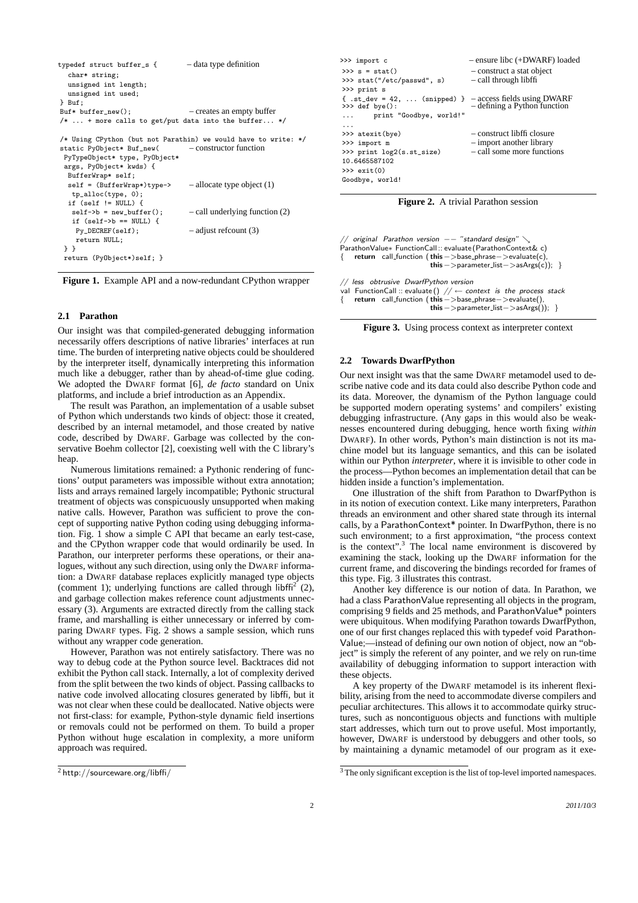```
typedef struct buffer_s {          – data type definition
  char* string;
  unsigned int length;
  unsigned int used;
} Buf;
Buf* buffer_new();                 – creates an empty buffer
/* ... + more calls to get/put data into the buffer... */

/* Using CPython (but not Parathin) we would have to write: */
static PyObject* Buf_new(          – constructor function
 PyTypeObject* type, PyObject*
 args, PyObject* kwds) {
  BufferWrap* self;
  self = (BufferWrap*)type->       – allocate type object (1)
   tp_alloc(type, 0);
  if (self != NULL) {
   self->b = new_buffer();         – call underlying function (2)
   if (self->b == NULL) {
    Py_DECREF(self);               – adjust refcount (3)
    return NULL;
 } }
 return (PyObject*)self; }
```

**Figure 1.** Example API and a now-redundant CPython wrapper

### 2.1 Parathon

Our insight was that compiled-generated debugging information necessarily offers descriptions of native libraries' interfaces at run time. The burden of interpreting native objects could be shouldered by the interpreter itself, dynamically interpreting this information much like a debugger, rather than by ahead-of-time glue coding. We adopted the DWARF format [6], *de facto* standard on Unix platforms, and include a brief introduction as an Appendix.

The result was Parathon, an implementation of a usable subset of Python which understands two kinds of object: those it created, described by an internal metamodel, and those created by native code, described by DWARF. Garbage was collected by the conservative Boehm collector [2], coexisting well with the C library's heap.

Numerous limitations remained: a Pythonic rendering of functions' output parameters was impossible without extra annotation; lists and arrays remained largely incompatible; Pythonic structural treatment of objects was conspicuously unsupported when making native calls. However, Parathon was sufficient to prove the concept of supporting native Python coding using debugging information. Fig. 1 show a simple C API that became an early test-case, and the CPython wrapper code that would ordinarily be used. In Parathon, our interpreter performs these operations, or their analogues, without any such direction, using only the DWARF information: a DWARF database replaces explicitly managed type objects (comment 1); underlying functions are called through libffi[2] (2), and garbage collection makes reference count adjustments unnecessary (3). Arguments are extracted directly from the calling stack frame, and marshalling is either unnecessary or inferred by comparing DWARF types. Fig. 2 shows a sample session, which runs without any wrapper code generation.

However, Parathon was not entirely satisfactory. There was no way to debug code at the Python source level. Backtraces did not exhibit the Python call stack. Internally, a lot of complexity derived from the split between the two kinds of object. Passing callbacks to native code involved allocating closures generated by libffi, but it was not clear when these could be deallocated. Native objects were not first-class: for example, Python-style dynamic field insertions or removals could not be performed on them. To build a proper Python without huge escalation in complexity, a more uniform approach was required.

[2] http://sourceware.org/libffi/

```
>>> import c                          – ensure libc (+DWARF) loaded
>>> s = stat()                        – construct a stat object
>>> stat("/etc/passwd", s)            – call through libffi
>>> print s
{ .st_dev = 42, ... (snipped) }       – access fields using DWARF
>>> def bye():                        – defining a Python function
...     print "Goodbye, world!"
...
>>> atexit(bye)                       – construct libffi closure
>>> import m                          – import another library
>>> print log2(s.st_size)             – call some more functions
10.6465587102
>>> exit(0)
Goodbye, world!
```

**Figure 2.** A trivial Parathon session

```
// original Parathon version -- "standard design" ↘
ParathonValue* FunctionCall::evaluate(ParathonContext& c)
{   return call_function (this->base_phrase->evaluate(c),
                          this->parameter_list->asArgs(c)); }

// less obtrusive DwarfPython version
val FunctionCall::evaluate() // ← context is the process stack
{   return call_function (this->base_phrase->evaluate(),
                          this->parameter_list->asArgs()); }
```

**Figure 3.** Using process context as interpreter context

### 2.2 Towards DwarfPython

Our next insight was that the same DWARF metamodel used to describe native code and its data could also describe Python code and its data. Moreover, the dynamism of the Python language could be supported modern operating systems' and compilers' existing debugging infrastructure. (Any gaps in this would also be weaknesses encountered during debugging, hence worth fixing *within* DWARF). In other words, Python's main distinction is not its machine model but its language semantics, and this can be isolated within our Python *interpreter*, where it is invisible to other code in the process—Python becomes an implementation detail that can be hidden inside a function's implementation.

One illustration of the shift from Parathon to DwarfPython is in its notion of execution context. Like many interpreters, Parathon threads an environment and other shared state through its internal calls, by a ParathonContext* pointer. In DwarfPython, there is no such environment; to a first approximation, "the process context is the context".[3] The local name environment is discovered by examining the stack, looking up the DWARF information for the current frame, and discovering the bindings recorded for frames of this type. Fig. 3 illustrates this contrast.

Another key difference is our notion of data. In Parathon, we had a class ParathonValue representing all objects in the program, comprising 9 fields and 25 methods, and ParathonValue* pointers were ubiquitous. When modifying Parathon towards DwarfPython, one of our first changes replaced this with typedef void ParathonValue;—instead of defining our own notion of object, now an "object" is simply the referent of any pointer, and we rely on run-time availability of debugging information to support interaction with these objects.

A key property of the DWARF metamodel is its inherent flexibility, arising from the need to accommodate diverse compilers and peculiar architectures. This allows it to accommodate quirky structures, such as noncontiguous objects and functions with multiple start addresses, which turn out to prove useful. Most importantly, however, DWARF is understood by debuggers and other tools, so by maintaining a dynamic metamodel of our program as it exe-

[3] The only significant exception is the list of top-level imported namespaces.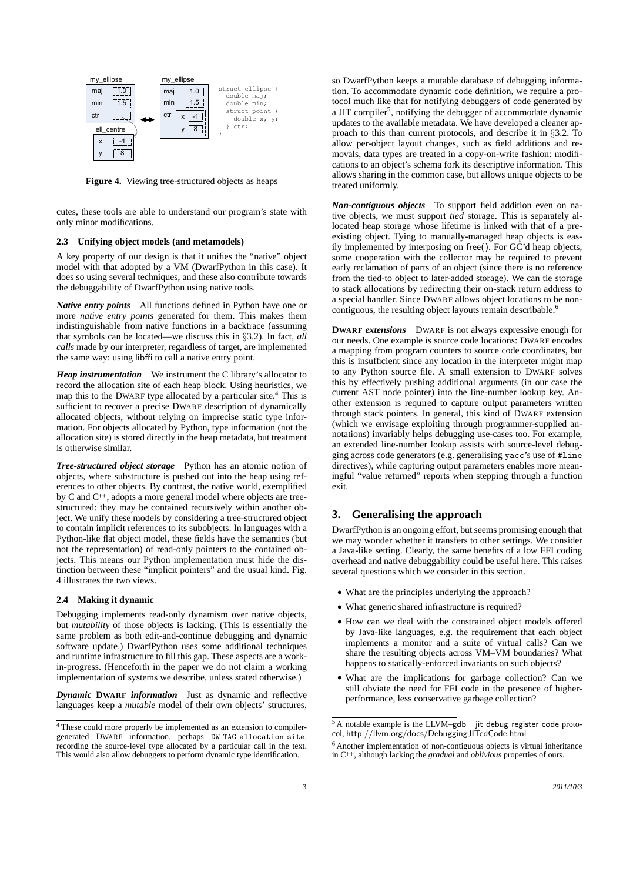my_ellipse
maj 1.0
min 1.5
ctr
ell_centre
x -1
y 8

my_ellipse
maj 1.0
min 1.5
ctr x -1
y 8

```
struct ellipse {
  double maj;
  double min;
  struct point {
    double x, y;
  } ctr;
}
```

**Figure 4.** Viewing tree-structured objects as heaps

cutes, these tools are able to understand our program's state with only minor modifications.

### 2.3 Unifying object models (and metamodels)

A key property of our design is that it unifies the "native" object model with that adopted by a VM (DwarfPython in this case). It does so using several techniques, and these also contribute towards the debuggability of DwarfPython using native tools.

***Native entry points*** All functions defined in Python have one or more *native entry points* generated for them. This makes them indistinguishable from native functions in a backtrace (assuming that symbols can be located—we discuss this in §3.2). In fact, *all calls* made by our interpreter, regardless of target, are implemented the same way: using libffi to call a native entry point.

***Heap instrumentation*** We instrument the C library's allocator to record the allocation site of each heap block. Using heuristics, we map this to the DWARF type allocated by a particular site.[4] This is sufficient to recover a precise DWARF description of dynamically allocated objects, without relying on imprecise static type information. For objects allocated by Python, type information (not the allocation site) is stored directly in the heap metadata, but treatment is otherwise similar.

***Tree-structured object storage*** Python has an atomic notion of objects, where substructure is pushed out into the heap using references to other objects. By contrast, the native world, exemplified by C and C++, adopts a more general model where objects are tree-structured: they may be contained recursively within another object. We unify these models by considering a tree-structured object to contain implicit references to its subobjects. In languages with a Python-like flat object model, these fields have the semantics (but not the representation) of read-only pointers to the contained objects. This means our Python implementation must hide the distinction between these "implicit pointers" and the usual kind. Fig. 4 illustrates the two views.

### 2.4 Making it dynamic

Debugging implements read-only dynamism over native objects, but *mutability* of those objects is lacking. (This is essentially the same problem as both edit-and-continue debugging and dynamic software update.) DwarfPython uses some additional techniques and runtime infrastructure to fill this gap. These aspects are a work-in-progress. (Henceforth in the paper we do not claim a working implementation of systems we describe, unless stated otherwise.)

***Dynamic* DWARF *information*** Just as dynamic and reflective languages keep a *mutable* model of their own objects' structures, so DwarfPython keeps a mutable database of debugging information. To accommodate dynamic code definition, we require a protocol much like that for notifying debuggers of code generated by a JIT compiler[5], notifying the debugger of accommodate dynamic updates to the available metadata. We have developed a cleaner approach to this than current protocols, and describe it in §3.2. To allow per-object layout changes, such as field additions and removals, data types are treated in a copy-on-write fashion: modifications to an object's schema fork its descriptive information. This allows sharing in the common case, but allows unique objects to be treated uniformly.

***Non-contiguous objects*** To support field addition even on native objects, we must support *tied* storage. This is separately allocated heap storage whose lifetime is linked with that of a pre-existing object. Tying to manually-managed heap objects is easily implemented by interposing on free(). For GC'd heap objects, some cooperation with the collector may be required to prevent early reclamation of parts of an object (since there is no reference from the tied-to object to later-added storage). We can tie storage to stack allocations by redirecting their on-stack return address to a special handler. Since DWARF allows object locations to be non-contiguous, the resulting object layouts remain describable.[6]

**DWARF *extensions*** DWARF is not always expressive enough for our needs. One example is source code locations: DWARF encodes a mapping from program counters to source code coordinates, but this is insufficient since any location in the interpreter might map to any Python source file. A small extension to DWARF solves this by effectively pushing additional arguments (in our case the current AST node pointer) into the line-number lookup key. Another extension is required to capture output parameters written through stack pointers. In general, this kind of DWARF extension (which we envisage exploiting through programmer-supplied annotations) invariably helps debugging use-cases too. For example, an extended line-number lookup assists with source-level debugging across code generators (e.g. generalising yacc's use of #line directives), while capturing output parameters enables more meaningful "value returned" reports when stepping through a function exit.

## 3. Generalising the approach

DwarfPython is an ongoing effort, but seems promising enough that we may wonder whether it transfers to other settings. We consider a Java-like setting. Clearly, the same benefits of a low FFI coding overhead and native debuggability could be useful here. This raises several questions which we consider in this section.

- What are the principles underlying the approach?
- What generic shared infrastructure is required?
- How can we deal with the constrained object models offered by Java-like languages, e.g. the requirement that each object implements a monitor and a suite of virtual calls? Can we share the resulting objects across VM–VM boundaries? What happens to statically-enforced invariants on such objects?
- What are the implications for garbage collection? Can we still obviate the need for FFI code in the presence of higher-performance, less conservative garbage collection?

---

[4] These could more properly be implemented as an extension to compiler-generated DWARF information, perhaps DW_TAG_allocation_site, recording the source-level type allocated by a particular call in the text. This would also allow debuggers to perform dynamic type identification.

[5] A notable example is the LLVM–gdb __jit_debug_register_code protocol, http://llvm.org/docs/DebuggingJITedCode.html

[6] Another implementation of non-contiguous objects is virtual inheritance in C++, although lacking the *gradual* and *oblivious* properties of ours.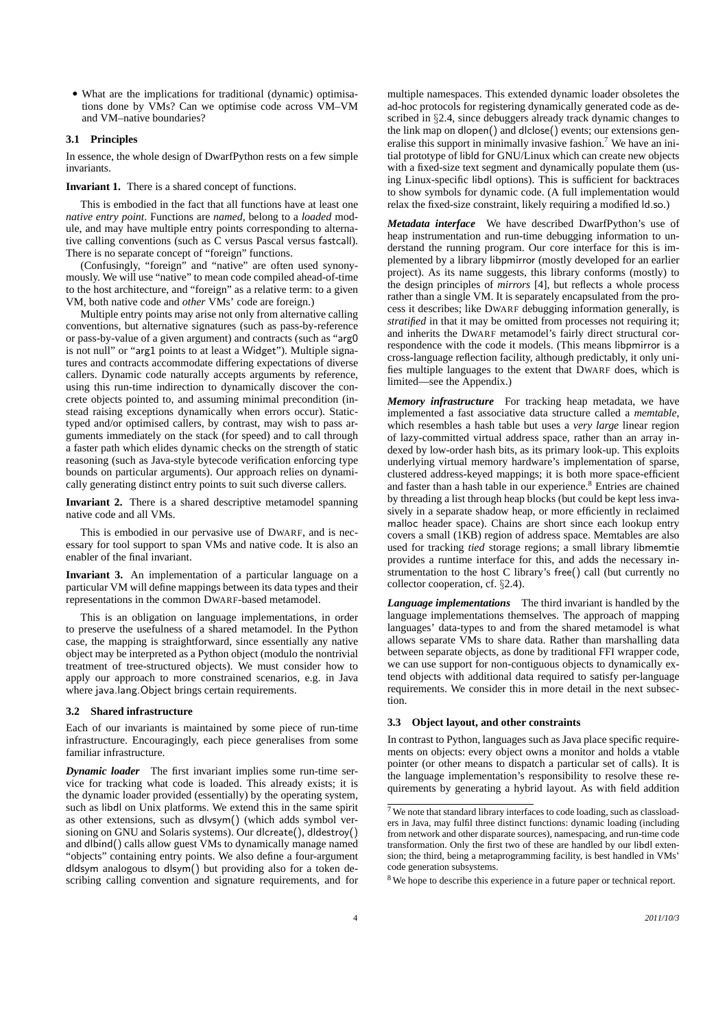- What are the implications for traditional (dynamic) optimisations done by VMs? Can we optimise code across VM–VM and VM–native boundaries?

### 3.1 Principles

In essence, the whole design of DwarfPython rests on a few simple invariants.

**Invariant 1.** There is a shared concept of functions.

This is embodied in the fact that all functions have at least one *native entry point*. Functions are *named*, belong to a *loaded* module, and may have multiple entry points corresponding to alternative calling conventions (such as C versus Pascal versus fastcall). There is no separate concept of "foreign" functions.

(Confusingly, "foreign" and "native" are often used synonymously. We will use "native" to mean code compiled ahead-of-time to the host architecture, and "foreign" as a relative term: to a given VM, both native code and *other* VMs' code are foreign.)

Multiple entry points may arise not only from alternative calling conventions, but alternative signatures (such as pass-by-reference or pass-by-value of a given argument) and contracts (such as "arg0 is not null" or "arg1 points to at least a Widget"). Multiple signatures and contracts accommodate differing expectations of diverse callers. Dynamic code naturally accepts arguments by reference, using this run-time indirection to dynamically discover the concrete objects pointed to, and assuming minimal precondition (instead raising exceptions dynamically when errors occur). Static-typed and/or optimised callers, by contrast, may wish to pass arguments immediately on the stack (for speed) and to call through a faster path which elides dynamic checks on the strength of static reasoning (such as Java-style bytecode verification enforcing type bounds on particular arguments). Our approach relies on dynamically generating distinct entry points to suit such diverse callers.

**Invariant 2.** There is a shared descriptive metamodel spanning native code and all VMs.

This is embodied in our pervasive use of DWARF, and is necessary for tool support to span VMs and native code. It is also an enabler of the final invariant.

**Invariant 3.** An implementation of a particular language on a particular VM will define mappings between its data types and their representations in the common DWARF-based metamodel.

This is an obligation on language implementations, in order to preserve the usefulness of a shared metamodel. In the Python case, the mapping is straightforward, since essentially any native object may be interpreted as a Python object (modulo the nontrivial treatment of tree-structured objects). We must consider how to apply our approach to more constrained scenarios, e.g. in Java where java.lang.Object brings certain requirements.

### 3.2 Shared infrastructure

Each of our invariants is maintained by some piece of run-time infrastructure. Encouragingly, each piece generalises from some familiar infrastructure.

***Dynamic loader*** The first invariant implies some run-time service for tracking what code is loaded. This already exists; it is the dynamic loader provided (essentially) by the operating system, such as libdl on Unix platforms. We extend this in the same spirit as other extensions, such as dlvsym() (which adds symbol versioning on GNU and Solaris systems). Our dlcreate(), dldestroy() and dlbind() calls allow guest VMs to dynamically manage named "objects" containing entry points. We also define a four-argument dldsym analogous to dlsym() but providing also for a token describing calling convention and signature requirements, and for multiple namespaces. This extended dynamic loader obsoletes the ad-hoc protocols for registering dynamically generated code as described in §2.4, since debuggers already track dynamic changes to the link map on dlopen() and dlclose() events; our extensions generalise this support in minimally invasive fashion.[7] We have an initial prototype of libld for GNU/Linux which can create new objects with a fixed-size text segment and dynamically populate them (using Linux-specific libdl options). This is sufficient for backtraces to show symbols for dynamic code. (A full implementation would relax the fixed-size constraint, likely requiring a modified ld.so.)

***Metadata interface*** We have described DwarfPython's use of heap instrumentation and run-time debugging information to understand the running program. Our core interface for this is implemented by a library libpmirror (mostly developed for an earlier project). As its name suggests, this library conforms (mostly) to the design principles of *mirrors* [4], but reflects a whole process rather than a single VM. It is separately encapsulated from the process it describes; like DWARF debugging information generally, is *stratified* in that it may be omitted from processes not requiring it; and inherits the DWARF metamodel's fairly direct structural correspondence with the code it models. (This means libpmirror is a cross-language reflection facility, although predictably, it only unifies multiple languages to the extent that DWARF does, which is limited—see the Appendix.)

***Memory infrastructure*** For tracking heap metadata, we have implemented a fast associative data structure called a *memtable*, which resembles a hash table but uses a *very large* linear region of lazy-committed virtual address space, rather than an array indexed by low-order hash bits, as its primary look-up. This exploits underlying virtual memory hardware's implementation of sparse, clustered address-keyed mappings; it is both more space-efficient and faster than a hash table in our experience.[8] Entries are chained by threading a list through heap blocks (but could be kept less invasively in a separate shadow heap, or more efficiently in reclaimed malloc header space). Chains are short since each lookup entry covers a small (1KB) region of address space. Memtables are also used for tracking *tied* storage regions; a small library libmemtie provides a runtime interface for this, and adds the necessary instrumentation to the host C library's free() call (but currently no collector cooperation, cf. §2.4).

***Language implementations*** The third invariant is handled by the language implementations themselves. The approach of mapping languages' data-types to and from the shared metamodel is what allows separate VMs to share data. Rather than marshalling data between separate objects, as done by traditional FFI wrapper code, we can use support for non-contiguous objects to dynamically extend objects with additional data required to satisfy per-language requirements. We consider this in more detail in the next subsection.

### 3.3 Object layout, and other constraints

In contrast to Python, languages such as Java place specific requirements on objects: every object owns a monitor and holds a vtable pointer (or other means to dispatch a particular set of calls). It is the language implementation's responsibility to resolve these requirements by generating a hybrid layout. As with field addition

[7] We note that standard library interfaces to code loading, such as classloaders in Java, may fulfil three distinct functions: dynamic loading (including from network and other disparate sources), namespacing, and run-time code transformation. Only the first two of these are handled by our libdl extension; the third, being a metaprogramming facility, is best handled in VMs' code generation subsystems.

[8] We hope to describe this experience in a future paper or technical report.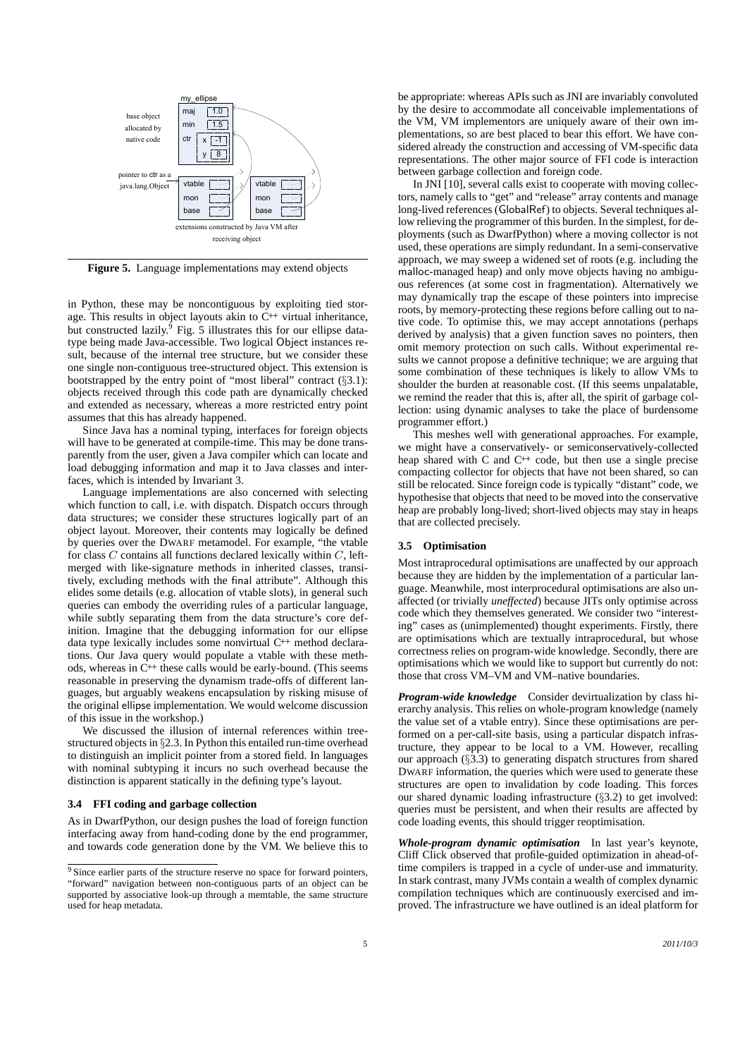**Figure 5.** Language implementations may extend objects

in Python, these may be noncontiguous by exploiting tied storage. This results in object layouts akin to C++ virtual inheritance, but constructed lazily.[9] Fig. 5 illustrates this for our ellipse datatype being made Java-accessible. Two logical Object instances result, because of the internal tree structure, but we consider these one single non-contiguous tree-structured object. This extension is bootstrapped by the entry point of "most liberal" contract (§3.1): objects received through this code path are dynamically checked and extended as necessary, whereas a more restricted entry point assumes that this has already happened.

Since Java has a nominal typing, interfaces for foreign objects will have to be generated at compile-time. This may be done transparently from the user, given a Java compiler which can locate and load debugging information and map it to Java classes and interfaces, which is intended by Invariant 3.

Language implementations are also concerned with selecting which function to call, i.e. with dispatch. Dispatch occurs through data structures; we consider these structures logically part of an object layout. Moreover, their contents may logically be defined by queries over the DWARF metamodel. For example, "the vtable for class $C$ contains all functions declared lexically within $C$, left-merged with like-signature methods in inherited classes, transitively, excluding methods with the final attribute". Although this elides some details (e.g. allocation of vtable slots), in general such queries can embody the overriding rules of a particular language, while subtly separating them from the data structure's core definition. Imagine that the debugging information for our ellipse data type lexically includes some nonvirtual C++ method declarations. Our Java query would populate a vtable with these methods, whereas in C++ these calls would be early-bound. (This seems reasonable in preserving the dynamism trade-offs of different languages, but arguably weakens encapsulation by risking misuse of the original ellipse implementation. We would welcome discussion of this issue in the workshop.)

We discussed the illusion of internal references within tree-structured objects in §2.3. In Python this entailed run-time overhead to distinguish an implicit pointer from a stored field. In languages with nominal subtyping it incurs no such overhead because the distinction is apparent statically in the defining type's layout.

### 3.4 FFI coding and garbage collection

As in DwarfPython, our design pushes the load of foreign function interfacing away from hand-coding done by the end programmer, and towards code generation done by the VM. We believe this to be appropriate: whereas APIs such as JNI are invariably convoluted by the desire to accommodate all conceivable implementations of the VM, VM implementors are uniquely aware of their own implementations, so are best placed to bear this effort. We have considered already the construction and accessing of VM-specific data representations. The other major source of FFI code is interaction between garbage collection and foreign code.

In JNI [10], several calls exist to cooperate with moving collectors, namely calls to "get" and "release" array contents and manage long-lived references (GlobalRef) to objects. Several techniques allow relieving the programmer of this burden. In the simplest, for deployments (such as DwarfPython) where a moving collector is not used, these operations are simply redundant. In a semi-conservative approach, we may sweep a widened set of roots (e.g. including the malloc-managed heap) and only move objects having no ambiguous references (at some cost in fragmentation). Alternatively we may dynamically trap the escape of these pointers into imprecise roots, by memory-protecting these regions before calling out to native code. To optimise this, we may accept annotations (perhaps derived by analysis) that a given function saves no pointers, then omit memory protection on such calls. Without experimental results we cannot propose a definitive technique; we are arguing that some combination of these techniques is likely to allow VMs to shoulder the burden at reasonable cost. (If this seems unpalatable, we remind the reader that this is, after all, the spirit of garbage collection: using dynamic analyses to take the place of burdensome programmer effort.)

This meshes well with generational approaches. For example, we might have a conservatively- or semiconservatively-collected heap shared with C and C++ code, but then use a single precise compacting collector for objects that have not been shared, so can still be relocated. Since foreign code is typically "distant" code, we hypothesise that objects that need to be moved into the conservative heap are probably long-lived; short-lived objects may stay in heaps that are collected precisely.

### 3.5 Optimisation

Most intraprocedural optimisations are unaffected by our approach because they are hidden by the implementation of a particular language. Meanwhile, most interprocedural optimisations are also unaffected (or trivially *uneffected*) because JITs only optimise across code which they themselves generated. We consider two "interesting" cases as (unimplemented) thought experiments. Firstly, there are optimisations which are textually intraprocedural, but whose correctness relies on program-wide knowledge. Secondly, there are optimisations which we would like to support but currently do not: those that cross VM–VM and VM–native boundaries.

***Program-wide knowledge*** Consider devirtualization by class hierarchy analysis. This relies on whole-program knowledge (namely the value set of a vtable entry). Since these optimisations are performed on a per-call-site basis, using a particular dispatch infrastructure, they appear to be local to a VM. However, recalling our approach (§3.3) to generating dispatch structures from shared DWARF information, the queries which were used to generate these structures are open to invalidation by code loading. This forces our shared dynamic loading infrastructure (§3.2) to get involved: queries must be persistent, and when their results are affected by code loading events, this should trigger reoptimisation.

***Whole-program dynamic optimisation*** In last year's keynote, Cliff Click observed that profile-guided optimization in ahead-of-time compilers is trapped in a cycle of under-use and immaturity. In stark contrast, many JVMs contain a wealth of complex dynamic compilation techniques which are continuously exercised and improved. The infrastructure we have outlined is an ideal platform for

[9] Since earlier parts of the structure reserve no space for forward pointers, "forward" navigation between non-contiguous parts of an object can be supported by associative look-up through a memtable, the same structure used for heap metadata.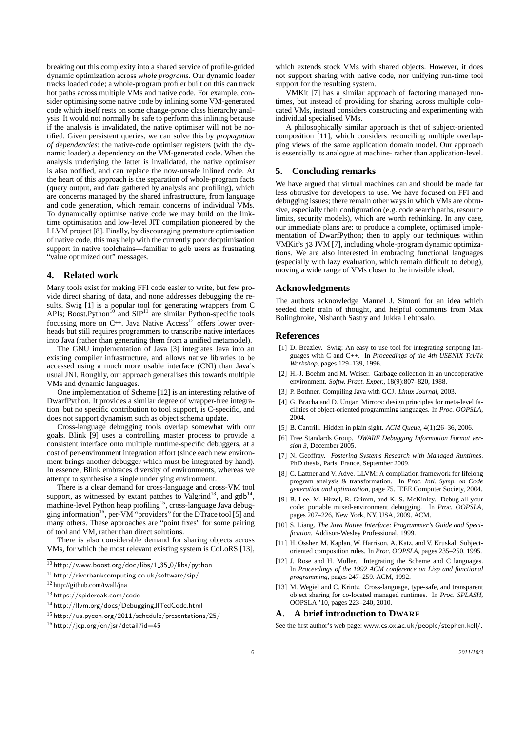breaking out this complexity into a shared service of profile-guided dynamic optimization across *whole programs*. Our dynamic loader tracks loaded code; a whole-program profiler built on this can track hot paths across multiple VMs and native code. For example, consider optimising some native code by inlining some VM-generated code which itself rests on some change-prone class hierarchy analysis. It would not normally be safe to perform this inlining because if the analysis is invalidated, the native optimiser will not be notified. Given persistent queries, we can solve this by *propagation of dependencies*: the native-code optimiser registers (with the dynamic loader) a dependency on the VM-generated code. When the analysis underlying the latter is invalidated, the native optimiser is also notified, and can replace the now-unsafe inlined code. At the heart of this approach is the separation of whole-program facts (query output, and data gathered by analysis and profiling), which are concerns managed by the shared infrastructure, from language and code generation, which remain concerns of individual VMs. To dynamically optimise native code we may build on the link-time optimisation and low-level JIT compilation pioneered by the LLVM project [8]. Finally, by discouraging premature optimisation of native code, this may help with the currently poor deoptimisation support in native toolchains—familiar to gdb users as frustrating "value optimized out" messages.

## 4. Related work

Many tools exist for making FFI code easier to write, but few provide direct sharing of data, and none addresses debugging the results. Swig [1] is a popular tool for generating wrappers from C APIs; Boost.Python[10] and SIP[11] are similar Python-specific tools focussing more on C++. Java Native Access[12] offers lower overheads but still requires programmers to transcribe native interfaces into Java (rather than generating them from a unified metamodel).

The GNU implementation of Java [3] integrates Java into an existing compiler infrastructure, and allows native libraries to be accessed using a much more usable interface (CNI) than Java's usual JNI. Roughly, our approach generalises this towards multiple VMs and dynamic languages.

One implementation of Scheme [12] is an interesting relative of DwarfPython. It provides a similar degree of wrapper-free integration, but no specific contribution to tool support, is C-specific, and does not support dynamism such as object schema update.

Cross-language debugging tools overlap somewhat with our goals. Blink [9] uses a controlling master process to provide a consistent interface onto multiple runtime-specific debuggers, at a cost of per-environment integration effort (since each new environment brings another debugger which must be integrated by hand). In essence, Blink embraces diversity of environments, whereas we attempt to synthesise a single underlying environment.

There is a clear demand for cross-language and cross-VM tool support, as witnessed by extant patches to Valgrind[13], and gdb[14], machine-level Python heap profiling[15], cross-language Java debugging information[16], per-VM "providers" for the DTrace tool [5] and many others. These approaches are "point fixes" for some pairing of tool and VM, rather than direct solutions.

There is also considerable demand for sharing objects across VMs, for which the most relevant existing system is CoLoRS [13], which extends stock VMs with shared objects. However, it does not support sharing with native code, nor unifying run-time tool support for the resulting system.

VMKit [7] has a similar approach of factoring managed runtimes, but instead of providing for sharing across multiple colocated VMs, instead considers constructing and experimenting with individual specialised VMs.

A philosophically similar approach is that of subject-oriented composition [11], which considers reconciling multiple overlapping views of the same application domain model. Our approach is essentially its analogue at machine- rather than application-level.

## 5. Concluding remarks

We have argued that virtual machines can and should be made far less obtrusive for developers to use. We have focused on FFI and debugging issues; there remain other ways in which VMs are obtrusive, especially their configuration (e.g. code search paths, resource limits, security models), which are worth rethinking. In any case, our immediate plans are: to produce a complete, optimised implementation of DwarfPython; then to apply our techniques within VMKit's j3 JVM [7], including whole-program dynamic optimizations. We are also interested in embracing functional languages (especially with lazy evaluation, which remain difficult to debug), moving a wide range of VMs closer to the invisible ideal.

## Acknowledgments

The authors acknowledge Manuel J. Simoni for an idea which seeded their train of thought, and helpful comments from Max Bolingbroke, Nishanth Sastry and Jukka Lehtosalo.

## References

[1] D. Beazley. Swig: An easy to use tool for integrating scripting languages with C and C++. In *Proceedings of the 4th USENIX Tcl/Tk Workshop*, pages 129–139, 1996.

[2] H.-J. Boehm and M. Weiser. Garbage collection in an uncooperative environment. *Softw. Pract. Exper.*, 18(9):807–820, 1988.

[3] P. Bothner. Compiling Java with GCJ. *Linux Journal*, 2003.

[4] G. Bracha and D. Ungar. Mirrors: design principles for meta-level facilities of object-oriented programming languages. In *Proc. OOPSLA*, 2004.

[5] B. Cantrill. Hidden in plain sight. *ACM Queue*, 4(1):26–36, 2006.

[6] Free Standards Group. *DWARF Debugging Information Format version 3*, December 2005.

[7] N. Geoffray. *Fostering Systems Research with Managed Runtimes*. PhD thesis, Paris, France, September 2009.

[8] C. Lattner and V. Adve. LLVM: A compilation framework for lifelong program analysis & transformation. In *Proc. Intl. Symp. on Code generation and optimization*, page 75. IEEE Computer Society, 2004.

[9] B. Lee, M. Hirzel, R. Grimm, and K. S. McKinley. Debug all your code: portable mixed-environment debugging. In *Proc. OOPSLA*, pages 207–226, New York, NY, USA, 2009. ACM.

[10] S. Liang. *The Java Native Interface: Programmer's Guide and Specification*. Addison-Wesley Professional, 1999.

[11] H. Ossher, M. Kaplan, W. Harrison, A. Katz, and V. Kruskal. Subject-oriented composition rules. In *Proc. OOPSLA*, pages 235–250, 1995.

[12] J. Rose and H. Muller. Integrating the Scheme and C languages. In *Proceedings of the 1992 ACM conference on Lisp and functional programming*, pages 247–259. ACM, 1992.

[13] M. Wegiel and C. Krintz. Cross-language, type-safe, and transparent object sharing for co-located managed runtimes. In *Proc. SPLASH*, OOPSLA '10, pages 223–240, 2010.

## A. A brief introduction to DWARF

See the first author's web page: www.cs.ox.ac.uk/people/stephen.kell/.

[10] http://www.boost.org/doc/libs/1_35_0/libs/python

[11] http://riverbankcomputing.co.uk/software/sip/

[12] http://github.com/twall/jna

[13] https://spideroak.com/code

[14] http://llvm.org/docs/DebuggingJITedCode.html

[15] http://us.pycon.org/2011/schedule/presentations/25/

[16] http://jcp.org/en/jsr/detail?id=45